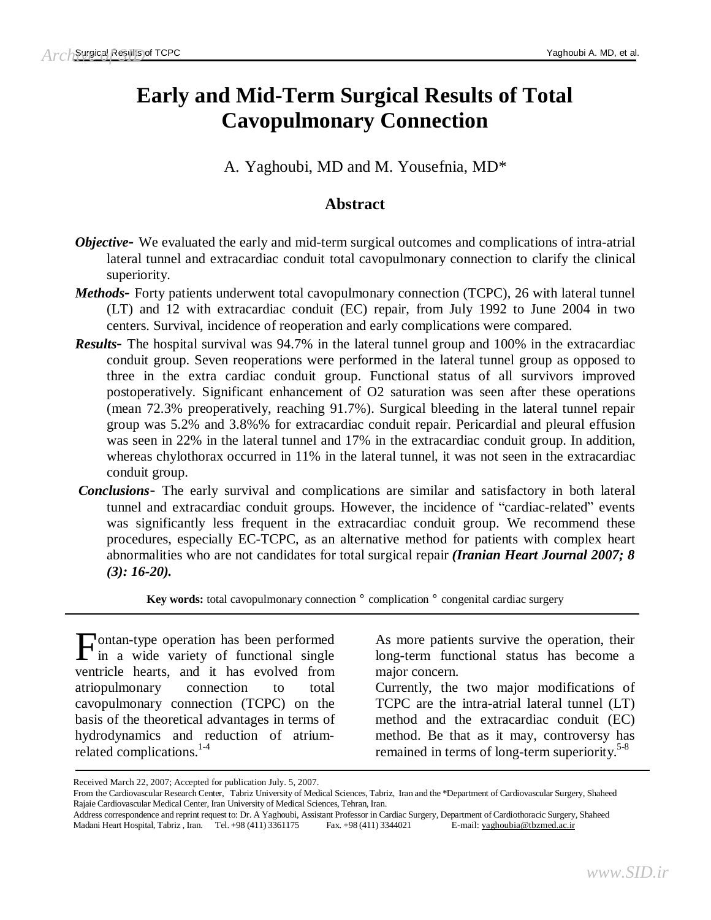# Early and Mid-Term Surgical Results of Total Cavopulmonary Connection

A. Yaghoubi, MD and M. Yousefnia, MD*

## Abstract

***Objective-*** We evaluated the early and mid-term surgical outcomes and complications of intra-atrial lateral tunnel and extracardiac conduit total cavopulmonary connection to clarify the clinical superiority.

***Methods-*** Forty patients underwent total cavopulmonary connection (TCPC), 26 with lateral tunnel (LT) and 12 with extracardiac conduit (EC) repair, from July 1992 to June 2004 in two centers. Survival, incidence of reoperation and early complications were compared.

***Results-*** The hospital survival was 94.7% in the lateral tunnel group and 100% in the extracardiac conduit group. Seven reoperations were performed in the lateral tunnel group as opposed to three in the extra cardiac conduit group. Functional status of all survivors improved postoperatively. Significant enhancement of $O_2$ saturation was seen after these operations (mean 72.3% preoperatively, reaching 91.7%). Surgical bleeding in the lateral tunnel repair group was 5.2% and 3.8%% for extracardiac conduit repair. Pericardial and pleural effusion was seen in 22% in the lateral tunnel and 17% in the extracardiac conduit group. In addition, whereas chylothorax occurred in 11% in the lateral tunnel, it was not seen in the extracardiac conduit group.

***Conclusions-*** The early survival and complications are similar and satisfactory in both lateral tunnel and extracardiac conduit groups. However, the incidence of "cardiac-related" events was significantly less frequent in the extracardiac conduit group. We recommend these procedures, especially EC-TCPC, as an alternative method for patients with complex heart abnormalities who are not candidates for total surgical repair ***(Iranian Heart Journal 2007; 8 (3): 16-20).***

**Key words:** total cavopulmonary connection ° complication ° congenital cardiac surgery

---

Fontan-type operation has been performed in a wide variety of functional single ventricle hearts, and it has evolved from atriopulmonary connection to total cavopulmonary connection (TCPC) on the basis of the theoretical advantages in terms of hydrodynamics and reduction of atrium-related complications.[1-4] As more patients survive the operation, their long-term functional status has become a major concern.

Currently, the two major modifications of TCPC are the intra-atrial lateral tunnel (LT) method and the extracardiac conduit (EC) method. Be that as it may, controversy has remained in terms of long-term superiority.[5-8]

---

Received March 22, 2007; Accepted for publication July. 5, 2007.

From the Cardiovascular Research Center, Tabriz University of Medical Sciences, Tabriz, Iran and the *Department of Cardiovascular Surgery, Shaheed Rajaie Cardiovascular Medical Center, Iran University of Medical Sciences, Tehran, Iran.

Address correspondence and reprint request to: Dr. A Yaghoubi, Assistant Professor in Cardiac Surgery, Department of Cardiothoracic Surgery, Shaheed Madani Heart Hospital, Tabriz, Iran. Tel. +98 (411) 3361175 Fax. +98 (411) 3344021 E-mail: yaghoubia@tbzmed.ac.ir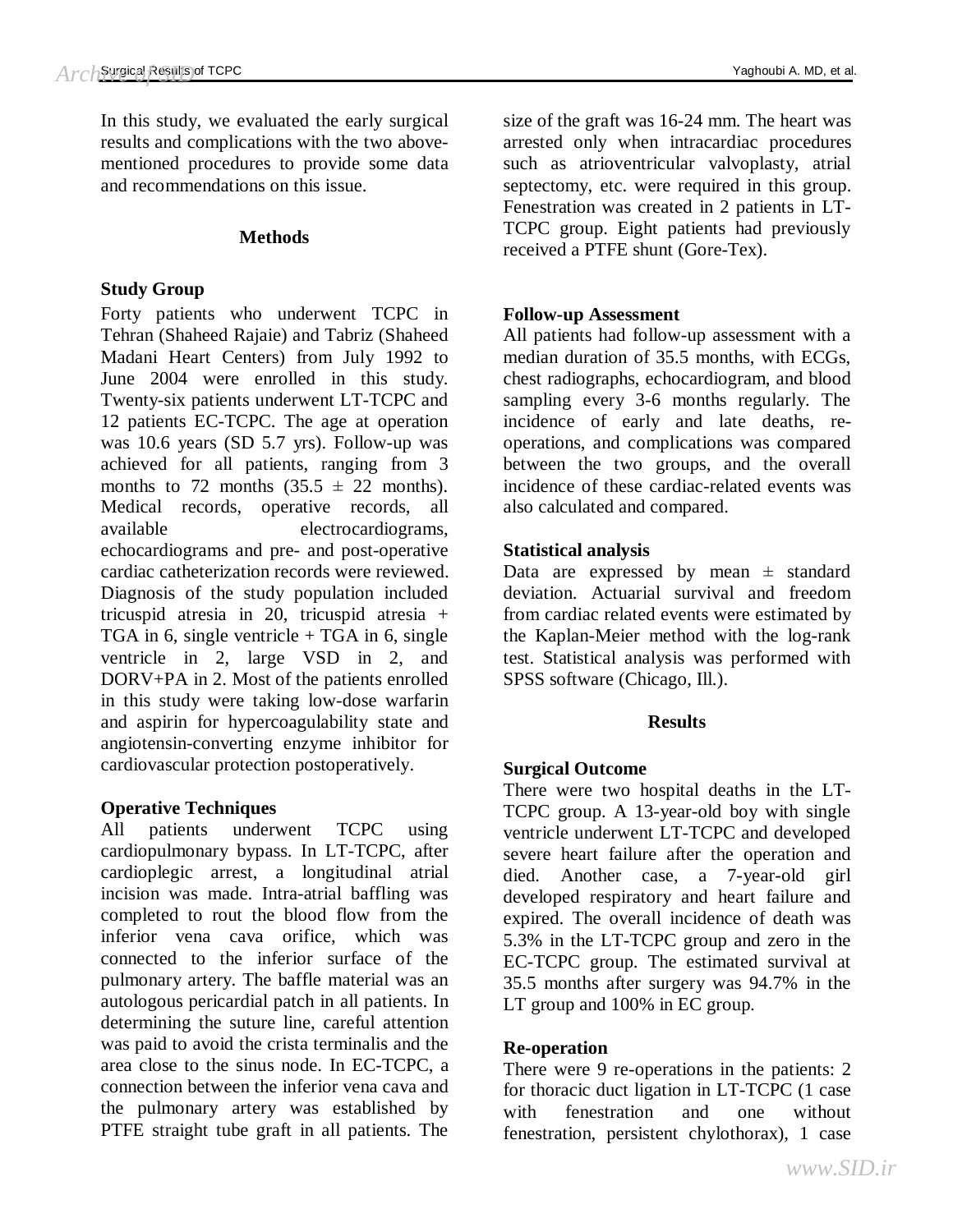In this study, we evaluated the early surgical results and complications with the two above-mentioned procedures to provide some data and recommendations on this issue.

## Methods

### Study Group

Forty patients who underwent TCPC in Tehran (Shaheed Rajaie) and Tabriz (Shaheed Madani Heart Centers) from July 1992 to June 2004 were enrolled in this study. Twenty-six patients underwent LT-TCPC and 12 patients EC-TCPC. The age at operation was 10.6 years (SD 5.7 yrs). Follow-up was achieved for all patients, ranging from 3 months to 72 months (35.5 ± 22 months). Medical records, operative records, all available electrocardiograms, echocardiograms and pre- and post-operative cardiac catheterization records were reviewed. Diagnosis of the study population included tricuspid atresia in 20, tricuspid atresia + TGA in 6, single ventricle + TGA in 6, single ventricle in 2, large VSD in 2, and DORV+PA in 2. Most of the patients enrolled in this study were taking low-dose warfarin and aspirin for hypercoagulability state and angiotensin-converting enzyme inhibitor for cardiovascular protection postoperatively.

### Operative Techniques

All patients underwent TCPC using cardiopulmonary bypass. In LT-TCPC, after cardioplegic arrest, a longitudinal atrial incision was made. Intra-atrial baffling was completed to rout the blood flow from the inferior vena cava orifice, which was connected to the inferior surface of the pulmonary artery. The baffle material was an autologous pericardial patch in all patients. In determining the suture line, careful attention was paid to avoid the crista terminalis and the area close to the sinus node. In EC-TCPC, a connection between the inferior vena cava and the pulmonary artery was established by PTFE straight tube graft in all patients. The size of the graft was 16-24 mm. The heart was arrested only when intracardiac procedures such as atrioventricular valvoplasty, atrial septectomy, etc. were required in this group. Fenestration was created in 2 patients in LT-TCPC group. Eight patients had previously received a PTFE shunt (Gore-Tex).

### Follow-up Assessment

All patients had follow-up assessment with a median duration of 35.5 months, with ECGs, chest radiographs, echocardiogram, and blood sampling every 3-6 months regularly. The incidence of early and late deaths, re-operations, and complications was compared between the two groups, and the overall incidence of these cardiac-related events was also calculated and compared.

### Statistical analysis

Data are expressed by mean ± standard deviation. Actuarial survival and freedom from cardiac related events were estimated by the Kaplan-Meier method with the log-rank test. Statistical analysis was performed with SPSS software (Chicago, Ill.).

## Results

### Surgical Outcome

There were two hospital deaths in the LT-TCPC group. A 13-year-old boy with single ventricle underwent LT-TCPC and developed severe heart failure after the operation and died. Another case, a 7-year-old girl developed respiratory and heart failure and expired. The overall incidence of death was 5.3% in the LT-TCPC group and zero in the EC-TCPC group. The estimated survival at 35.5 months after surgery was 94.7% in the LT group and 100% in EC group.

### Re-operation

There were 9 re-operations in the patients: 2 for thoracic duct ligation in LT-TCPC (1 case with fenestration and one without fenestration, persistent chylothorax), 1 case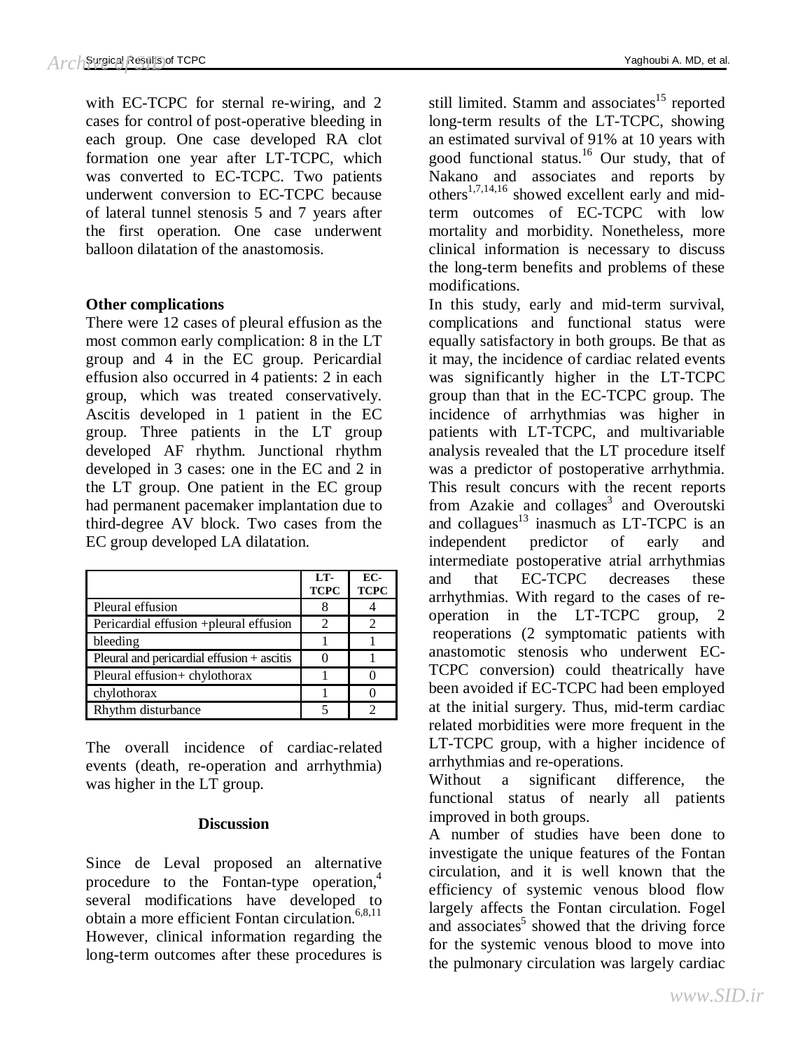with EC-TCPC for sternal re-wiring, and 2 cases for control of post-operative bleeding in each group. One case developed RA clot formation one year after LT-TCPC, which was converted to EC-TCPC. Two patients underwent conversion to EC-TCPC because of lateral tunnel stenosis 5 and 7 years after the first operation. One case underwent balloon dilatation of the anastomosis.

**Other complications**

There were 12 cases of pleural effusion as the most common early complication: 8 in the LT group and 4 in the EC group. Pericardial effusion also occurred in 4 patients: 2 in each group, which was treated conservatively. Ascitis developed in 1 patient in the EC group. Three patients in the LT group developed AF rhythm. Junctional rhythm developed in 3 cases: one in the EC and 2 in the LT group. One patient in the EC group had permanent pacemaker implantation due to third-degree AV block. Two cases from the EC group developed LA dilatation.

| | LT-TCPC | EC-TCPC |
|---|---|---|
| Pleural effusion | 8 | 4 |
| Pericardial effusion +pleural effusion | 2 | 2 |
| bleeding | 1 | 1 |
| Pleural and pericardial effusion + ascitis | 0 | 1 |
| Pleural effusion+ chylothorax | 1 | 0 |
| chylothorax | 1 | 0 |
| Rhythm disturbance | 5 | 2 |

The overall incidence of cardiac-related events (death, re-operation and arrhythmia) was higher in the LT group.

## Discussion

Since de Leval proposed an alternative procedure to the Fontan-type operation,[4] several modifications have developed to obtain a more efficient Fontan circulation.[6,8,11] However, clinical information regarding the long-term outcomes after these procedures is still limited. Stamm and associates[15] reported long-term results of the LT-TCPC, showing an estimated survival of 91% at 10 years with good functional status.[16] Our study, that of Nakano and associates and reports by others[1,7,14,16] showed excellent early and mid-term outcomes of EC-TCPC with low mortality and morbidity. Nonetheless, more clinical information is necessary to discuss the long-term benefits and problems of these modifications.

In this study, early and mid-term survival, complications and functional status were equally satisfactory in both groups. Be that as it may, the incidence of cardiac related events was significantly higher in the LT-TCPC group than that in the EC-TCPC group. The incidence of arrhythmias was higher in patients with LT-TCPC, and multivariable analysis revealed that the LT procedure itself was a predictor of postoperative arrhythmia. This result concurs with the recent reports from Azakie and collages[3] and Overoutski and collagues[13] inasmuch as LT-TCPC is an independent predictor of early and intermediate postoperative atrial arrhythmias and that EC-TCPC decreases these arrhythmias. With regard to the cases of re-operation in the LT-TCPC group, 2 reoperations (2 symptomatic patients with anastomotic stenosis who underwent EC-TCPC conversion) could theatrically have been avoided if EC-TCPC had been employed at the initial surgery. Thus, mid-term cardiac related morbidities were more frequent in the LT-TCPC group, with a higher incidence of arrhythmias and re-operations.

Without a significant difference, the functional status of nearly all patients improved in both groups.

A number of studies have been done to investigate the unique features of the Fontan circulation, and it is well known that the efficiency of systemic venous blood flow largely affects the Fontan circulation. Fogel and associates[5] showed that the driving force for the systemic venous blood to move into the pulmonary circulation was largely cardiac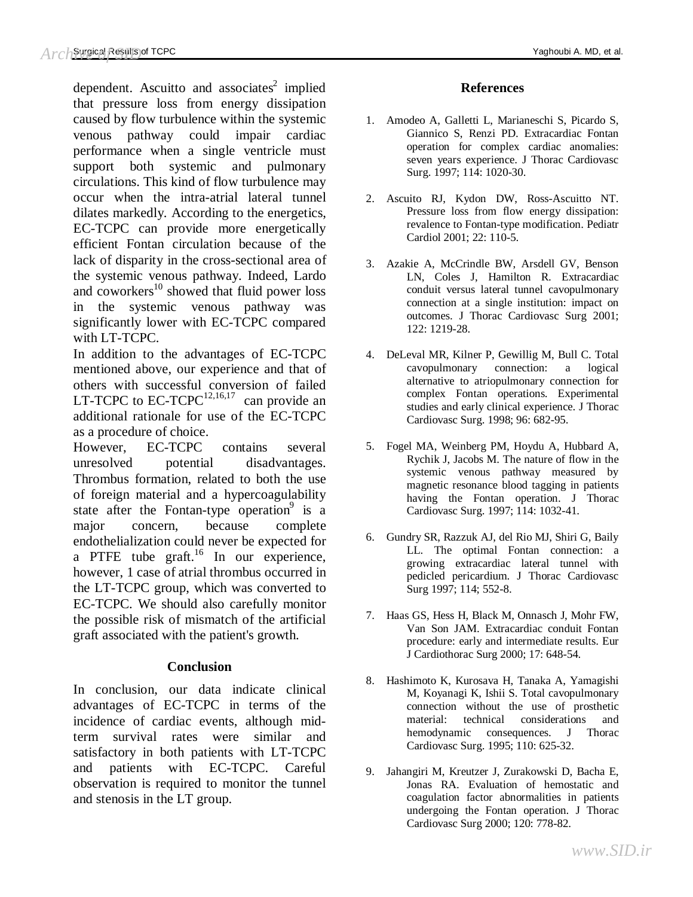dependent. Ascuitto and associates[2] implied that pressure loss from energy dissipation caused by flow turbulence within the systemic venous pathway could impair cardiac performance when a single ventricle must support both systemic and pulmonary circulations. This kind of flow turbulence may occur when the intra-atrial lateral tunnel dilates markedly. According to the energetics, EC-TCPC can provide more energetically efficient Fontan circulation because of the lack of disparity in the cross-sectional area of the systemic venous pathway. Indeed, Lardo and coworkers[10] showed that fluid power loss in the systemic venous pathway was significantly lower with EC-TCPC compared with LT-TCPC.

In addition to the advantages of EC-TCPC mentioned above, our experience and that of others with successful conversion of failed LT-TCPC to EC-TCPC[12,16,17] can provide an additional rationale for use of the EC-TCPC as a procedure of choice.

However, EC-TCPC contains several unresolved potential disadvantages. Thrombus formation, related to both the use of foreign material and a hypercoagulability state after the Fontan-type operation[9] is a major concern, because complete endothelialization could never be expected for a PTFE tube graft.[16] In our experience, however, 1 case of atrial thrombus occurred in the LT-TCPC group, which was converted to EC-TCPC. We should also carefully monitor the possible risk of mismatch of the artificial graft associated with the patient's growth.

## Conclusion

In conclusion, our data indicate clinical advantages of EC-TCPC in terms of the incidence of cardiac events, although mid-term survival rates were similar and satisfactory in both patients with LT-TCPC and patients with EC-TCPC. Careful observation is required to monitor the tunnel and stenosis in the LT group.

## References

1. Amodeo A, Galletti L, Marianeschi S, Picardo S, Giannico S, Renzi PD. Extracardiac Fontan operation for complex cardiac anomalies: seven years experience. J Thorac Cardiovasc Surg. 1997; 114: 1020-30.

2. Ascuito RJ, Kydon DW, Ross-Ascuitto NT. Pressure loss from flow energy dissipation: revalence to Fontan-type modification. Pediatr Cardiol 2001; 22: 110-5.

3. Azakie A, McCrindle BW, Arsdell GV, Benson LN, Coles J, Hamilton R. Extracardiac conduit versus lateral tunnel cavopulmonary connection at a single institution: impact on outcomes. J Thorac Cardiovasc Surg 2001; 122: 1219-28.

4. DeLeval MR, Kilner P, Gewillig M, Bull C. Total cavopulmonary connection: a logical alternative to atriopulmonary connection for complex Fontan operations. Experimental studies and early clinical experience. J Thorac Cardiovasc Surg. 1998; 96: 682-95.

5. Fogel MA, Weinberg PM, Hoydu A, Hubbard A, Rychik J, Jacobs M. The nature of flow in the systemic venous pathway measured by magnetic resonance blood tagging in patients having the Fontan operation. J Thorac Cardiovasc Surg. 1997; 114: 1032-41.

6. Gundry SR, Razzuk AJ, del Rio MJ, Shiri G, Baily LL. The optimal Fontan connection: a growing extracardiac lateral tunnel with pedicled pericardium. J Thorac Cardiovasc Surg 1997; 114; 552-8.

7. Haas GS, Hess H, Black M, Onnasch J, Mohr FW, Van Son JAM. Extracardiac conduit Fontan procedure: early and intermediate results. Eur J Cardiothorac Surg 2000; 17: 648-54.

8. Hashimoto K, Kurosava H, Tanaka A, Yamagishi M, Koyanagi K, Ishii S. Total cavopulmonary connection without the use of prosthetic material: technical considerations and hemodynamic consequences. J Thorac Cardiovasc Surg. 1995; 110: 625-32.

9. Jahangiri M, Kreutzer J, Zurakowski D, Bacha E, Jonas RA. Evaluation of hemostatic and coagulation factor abnormalities in patients undergoing the Fontan operation. J Thorac Cardiovasc Surg 2000; 120: 778-82.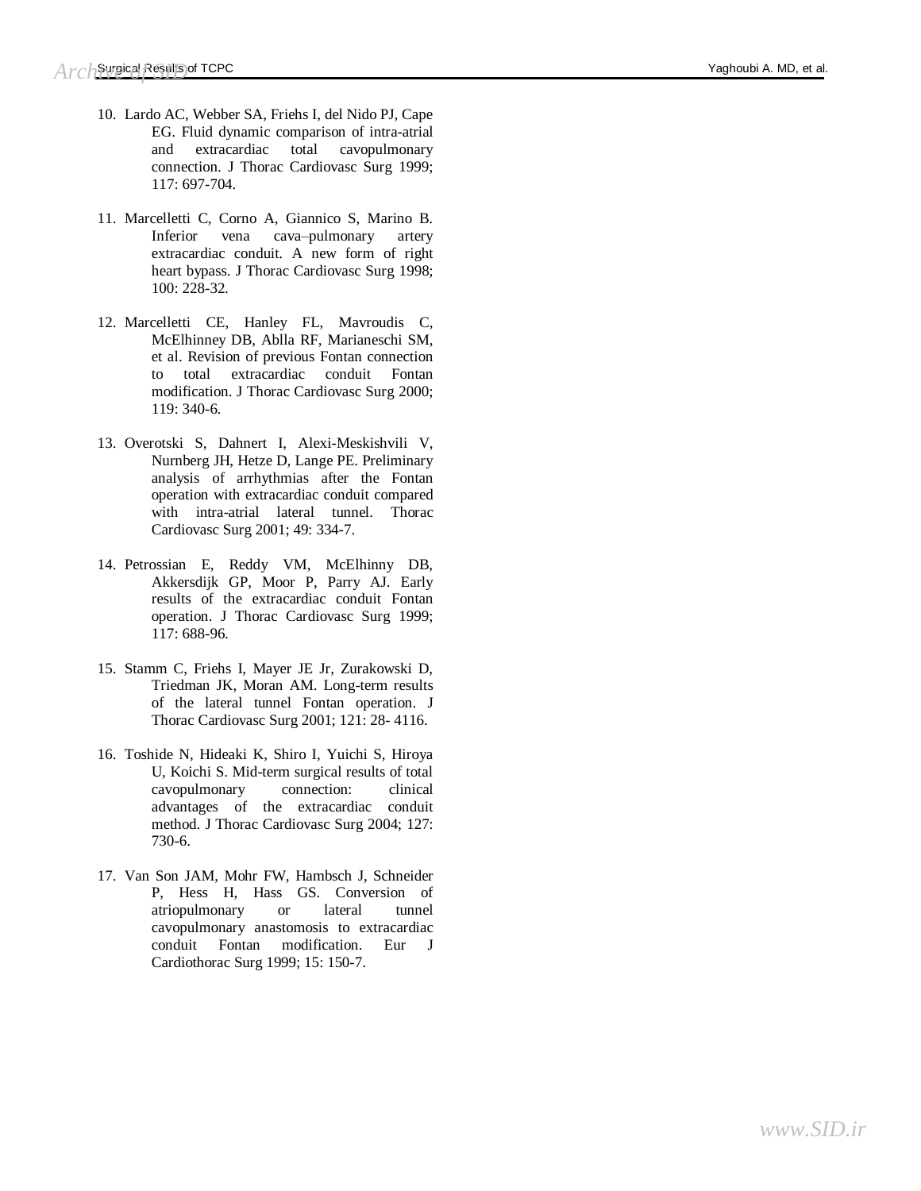10. Lardo AC, Webber SA, Friehs I, del Nido PJ, Cape EG. Fluid dynamic comparison of intra-atrial and extracardiac total cavopulmonary connection. J Thorac Cardiovasc Surg 1999; 117: 697-704.

11. Marcelletti C, Corno A, Giannico S, Marino B. Inferior vena cava–pulmonary artery extracardiac conduit. A new form of right heart bypass. J Thorac Cardiovasc Surg 1998; 100: 228-32.

12. Marcelletti CE, Hanley FL, Mavroudis C, McElhinney DB, Ablla RF, Marianeschi SM, et al. Revision of previous Fontan connection to total extracardiac conduit Fontan modification. J Thorac Cardiovasc Surg 2000; 119: 340-6.

13. Overotski S, Dahnert I, Alexi-Meskishvili V, Nurnberg JH, Hetze D, Lange PE. Preliminary analysis of arrhythmias after the Fontan operation with extracardiac conduit compared with intra-atrial lateral tunnel. Thorac Cardiovasc Surg 2001; 49: 334-7.

14. Petrossian E, Reddy VM, McElhinny DB, Akkersdijk GP, Moor P, Parry AJ. Early results of the extracardiac conduit Fontan operation. J Thorac Cardiovasc Surg 1999; 117: 688-96.

15. Stamm C, Friehs I, Mayer JE Jr, Zurakowski D, Triedman JK, Moran AM. Long-term results of the lateral tunnel Fontan operation. J Thorac Cardiovasc Surg 2001; 121: 28- 4116.

16. Toshide N, Hideaki K, Shiro I, Yuichi S, Hiroya U, Koichi S. Mid-term surgical results of total cavopulmonary connection: clinical advantages of the extracardiac conduit method. J Thorac Cardiovasc Surg 2004; 127: 730-6.

17. Van Son JAM, Mohr FW, Hambsch J, Schneider P, Hess H, Hass GS. Conversion of atriopulmonary or lateral tunnel cavopulmonary anastomosis to extracardiac conduit Fontan modification. Eur J Cardiothorac Surg 1999; 15: 150-7.